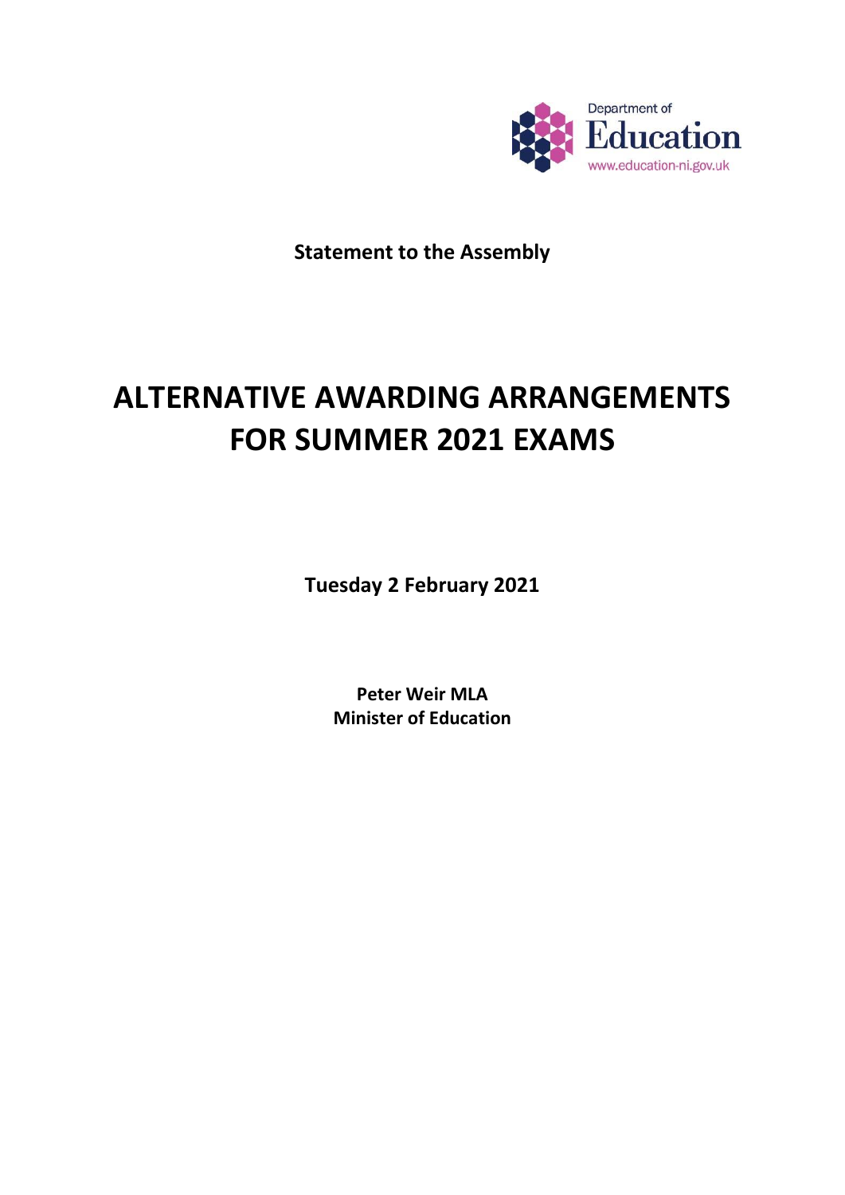Department of
Education
www.education-ni.gov.uk

**Statement to the Assembly**

# ALTERNATIVE AWARDING ARRANGEMENTS FOR SUMMER 2021 EXAMS

**Tuesday 2 February 2021**

**Peter Weir MLA**
**Minister of Education**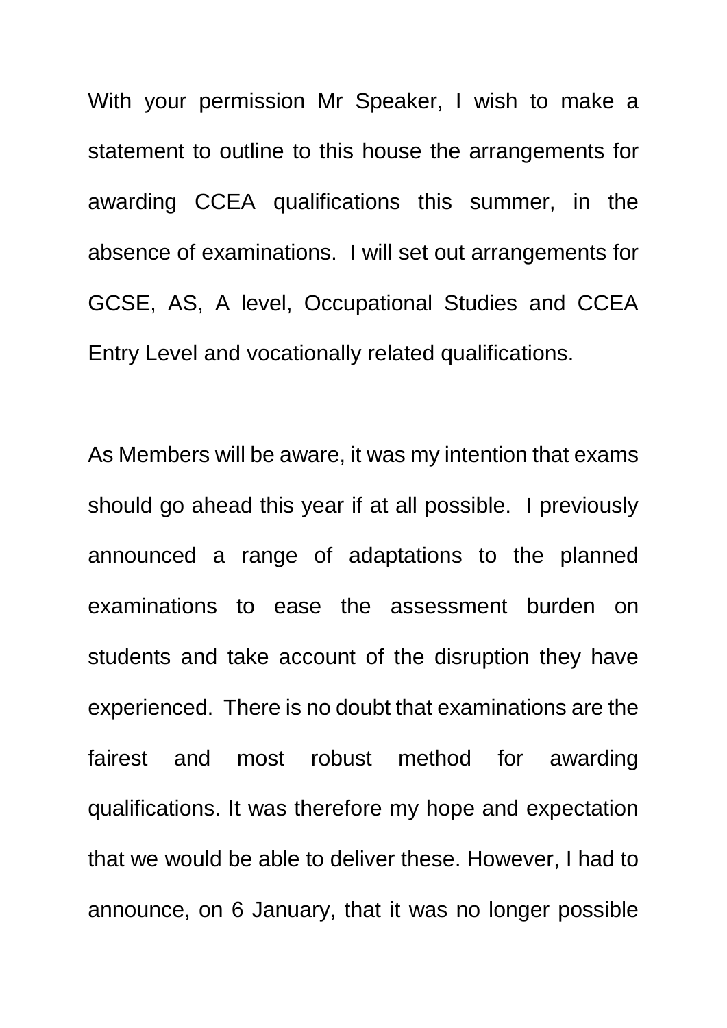With your permission Mr Speaker, I wish to make a statement to outline to this house the arrangements for awarding CCEA qualifications this summer, in the absence of examinations. I will set out arrangements for GCSE, AS, A level, Occupational Studies and CCEA Entry Level and vocationally related qualifications.

As Members will be aware, it was my intention that exams should go ahead this year if at all possible. I previously announced a range of adaptations to the planned examinations to ease the assessment burden on students and take account of the disruption they have experienced. There is no doubt that examinations are the fairest and most robust method for awarding qualifications. It was therefore my hope and expectation that we would be able to deliver these. However, I had to announce, on 6 January, that it was no longer possible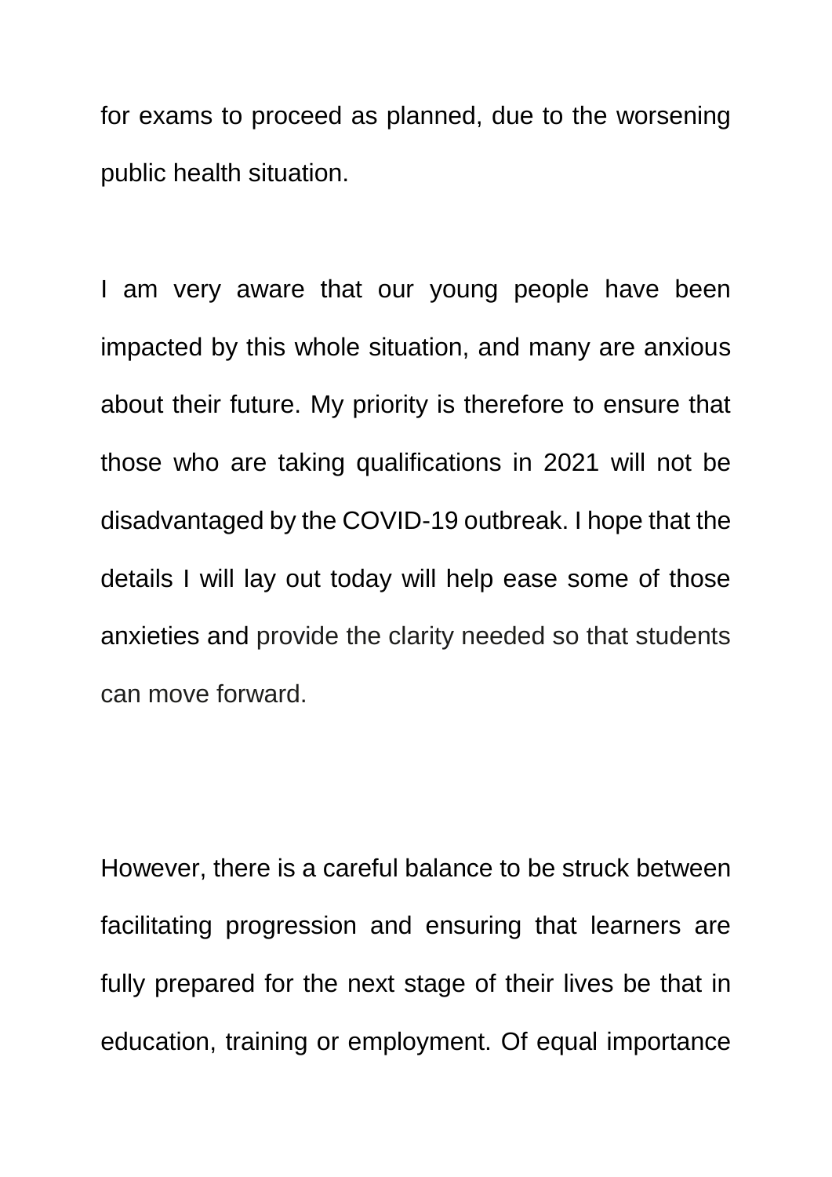for exams to proceed as planned, due to the worsening public health situation.

I am very aware that our young people have been impacted by this whole situation, and many are anxious about their future. My priority is therefore to ensure that those who are taking qualifications in 2021 will not be disadvantaged by the COVID-19 outbreak. I hope that the details I will lay out today will help ease some of those anxieties and provide the clarity needed so that students can move forward.

However, there is a careful balance to be struck between facilitating progression and ensuring that learners are fully prepared for the next stage of their lives be that in education, training or employment. Of equal importance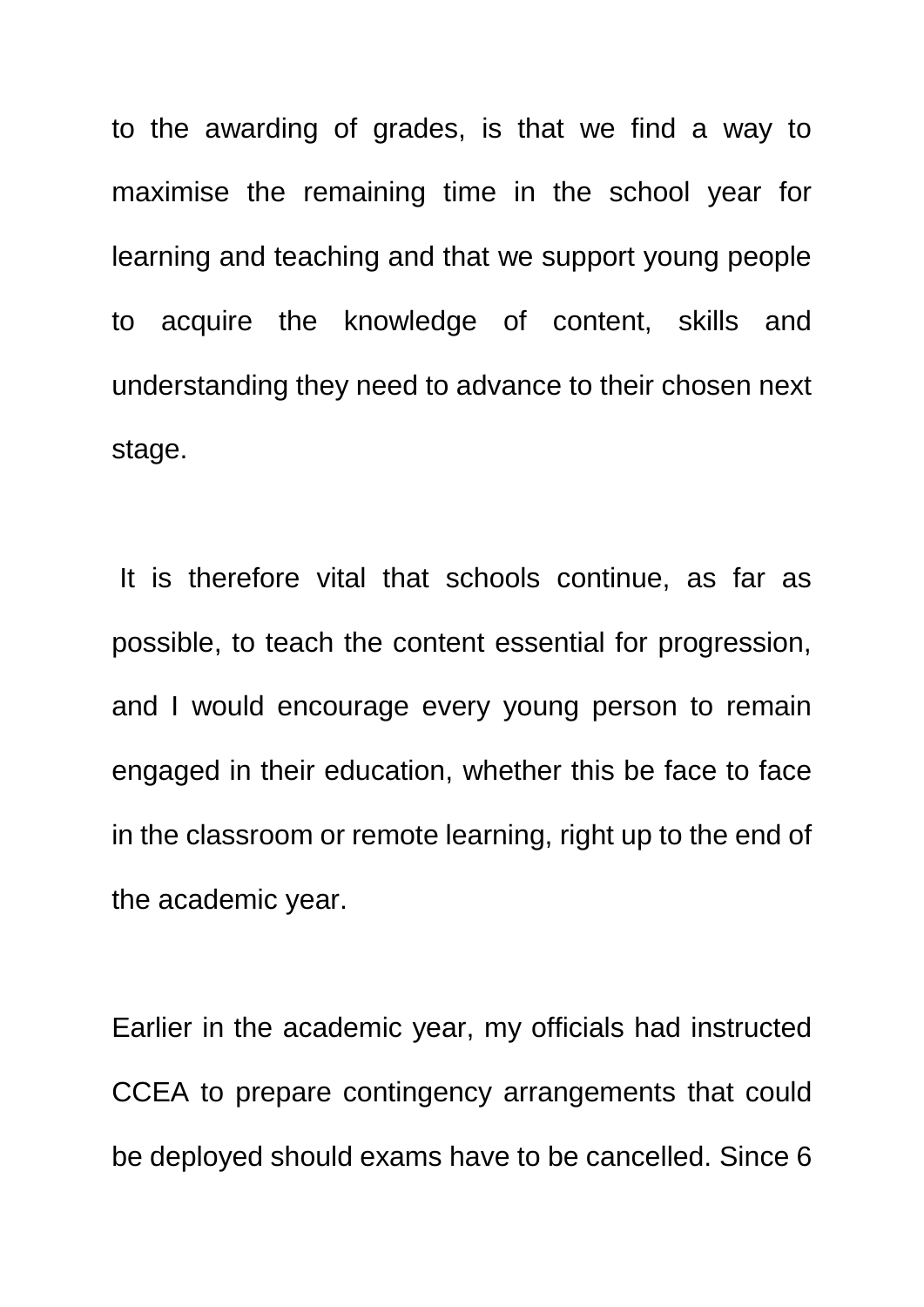to the awarding of grades, is that we find a way to maximise the remaining time in the school year for learning and teaching and that we support young people to acquire the knowledge of content, skills and understanding they need to advance to their chosen next stage.

It is therefore vital that schools continue, as far as possible, to teach the content essential for progression, and I would encourage every young person to remain engaged in their education, whether this be face to face in the classroom or remote learning, right up to the end of the academic year.

Earlier in the academic year, my officials had instructed CCEA to prepare contingency arrangements that could be deployed should exams have to be cancelled. Since 6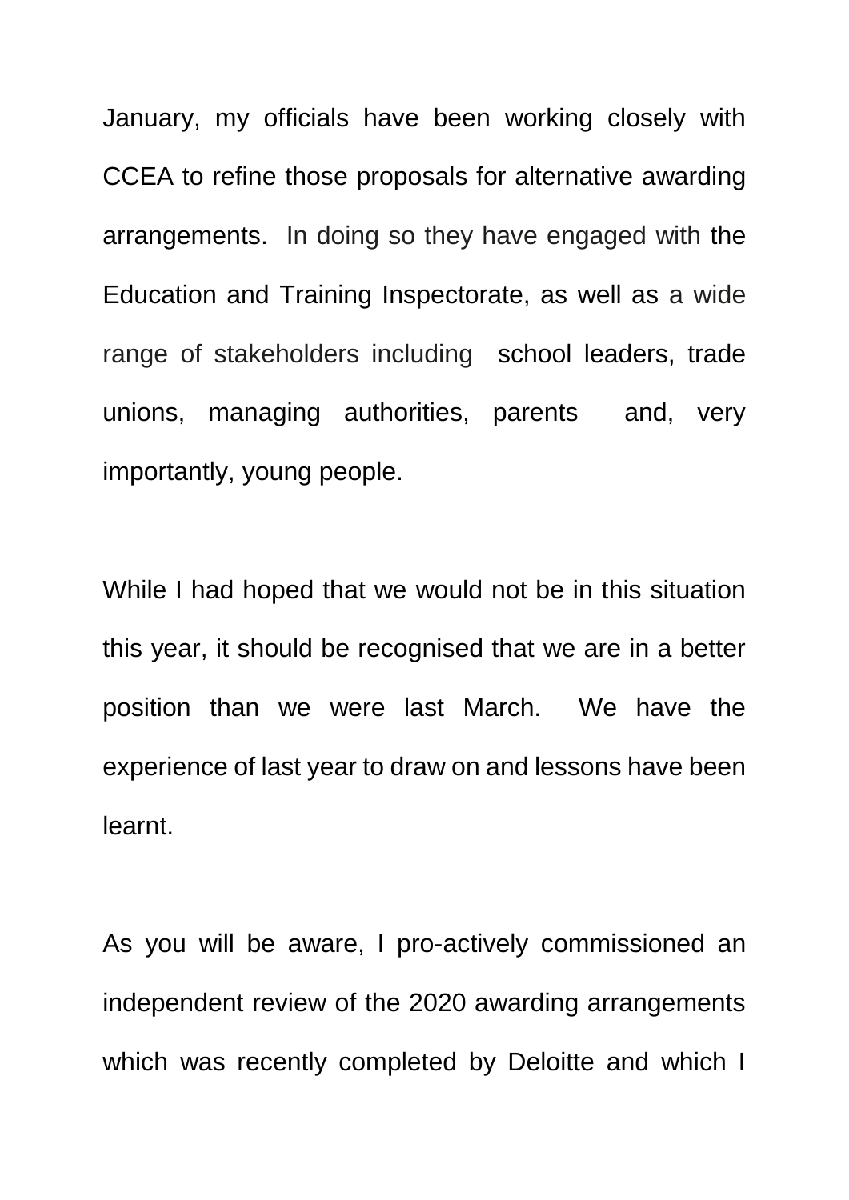January, my officials have been working closely with CCEA to refine those proposals for alternative awarding arrangements. In doing so they have engaged with the Education and Training Inspectorate, as well as a wide range of stakeholders including school leaders, trade unions, managing authorities, parents and, very importantly, young people.

While I had hoped that we would not be in this situation this year, it should be recognised that we are in a better position than we were last March. We have the experience of last year to draw on and lessons have been learnt.

As you will be aware, I pro-actively commissioned an independent review of the 2020 awarding arrangements which was recently completed by Deloitte and which I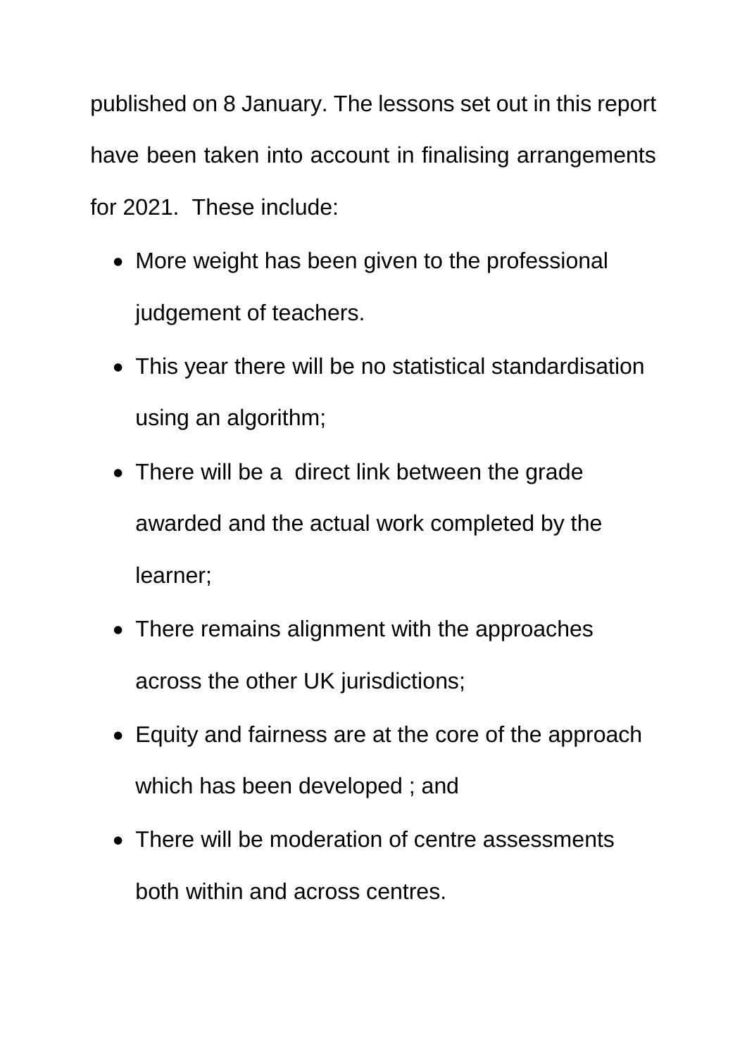published on 8 January. The lessons set out in this report have been taken into account in finalising arrangements for 2021. These include:

- More weight has been given to the professional judgement of teachers.
- This year there will be no statistical standardisation using an algorithm;
- There will be a direct link between the grade awarded and the actual work completed by the learner;
- There remains alignment with the approaches across the other UK jurisdictions;
- Equity and fairness are at the core of the approach which has been developed ; and
- There will be moderation of centre assessments both within and across centres.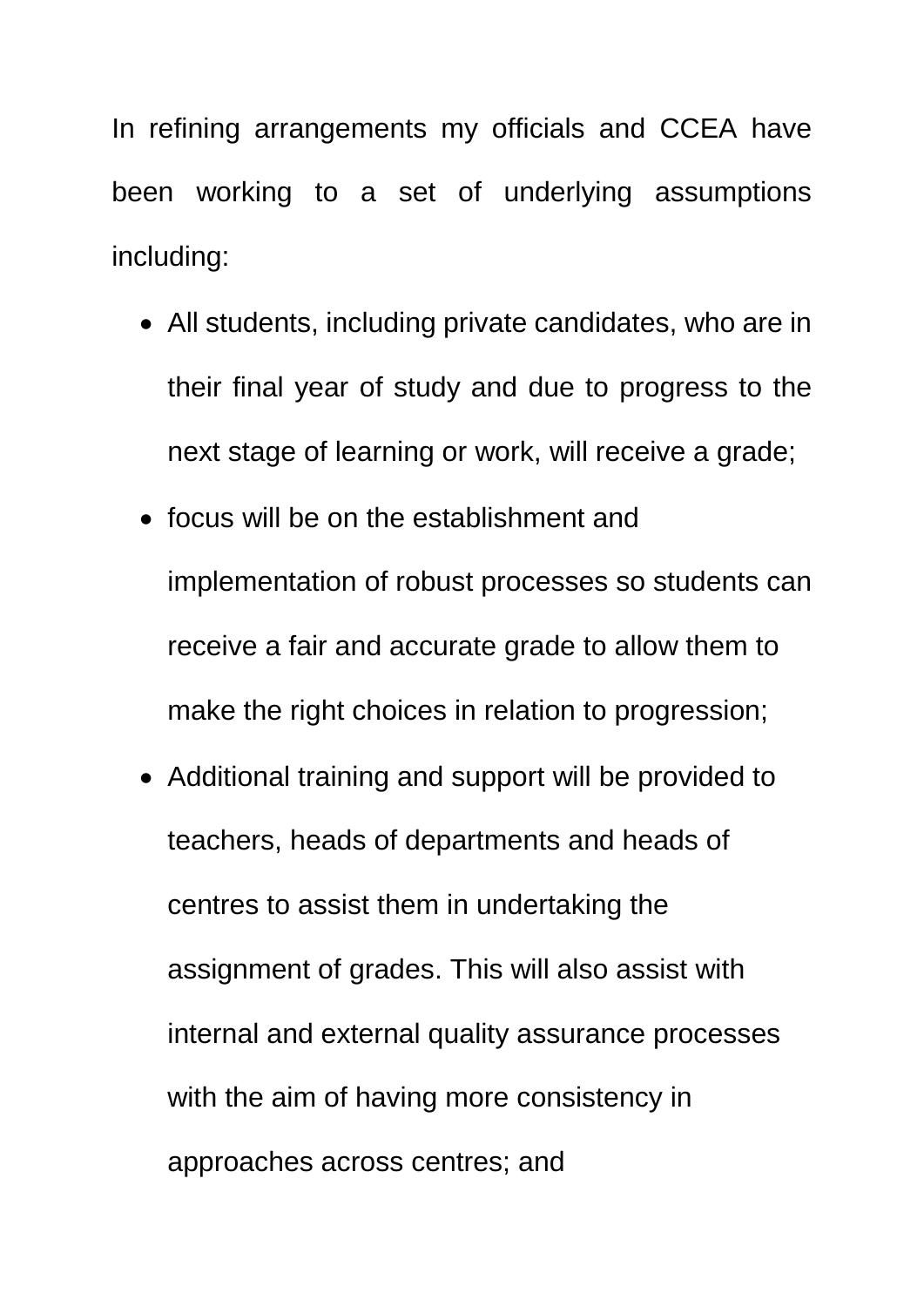In refining arrangements my officials and CCEA have been working to a set of underlying assumptions including:

- All students, including private candidates, who are in their final year of study and due to progress to the next stage of learning or work, will receive a grade;
- focus will be on the establishment and implementation of robust processes so students can receive a fair and accurate grade to allow them to make the right choices in relation to progression;
- Additional training and support will be provided to teachers, heads of departments and heads of centres to assist them in undertaking the assignment of grades. This will also assist with internal and external quality assurance processes with the aim of having more consistency in approaches across centres; and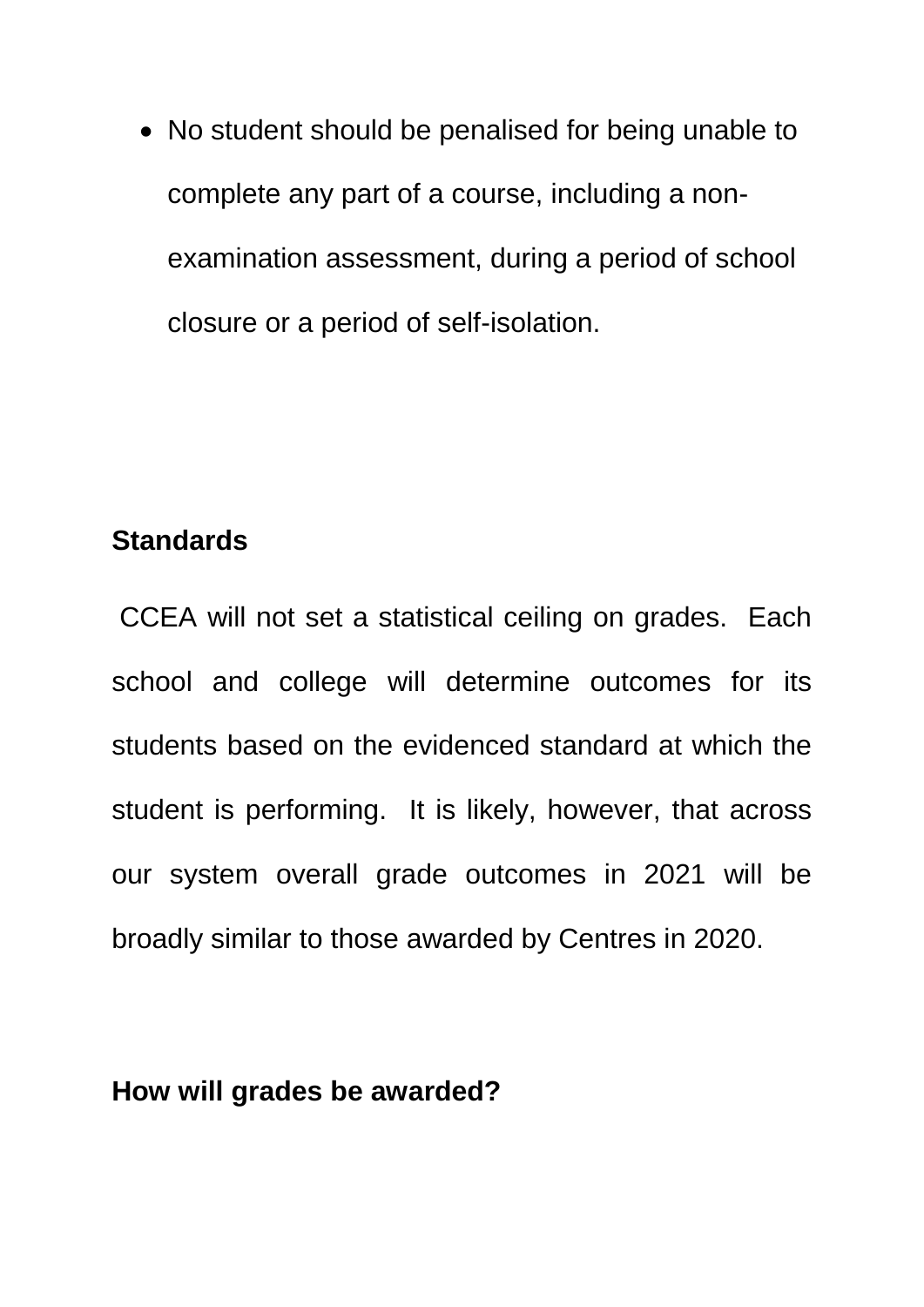- No student should be penalised for being unable to complete any part of a course, including a non-examination assessment, during a period of school closure or a period of self-isolation.

**Standards**

CCEA will not set a statistical ceiling on grades. Each school and college will determine outcomes for its students based on the evidenced standard at which the student is performing. It is likely, however, that across our system overall grade outcomes in 2021 will be broadly similar to those awarded by Centres in 2020.

**How will grades be awarded?**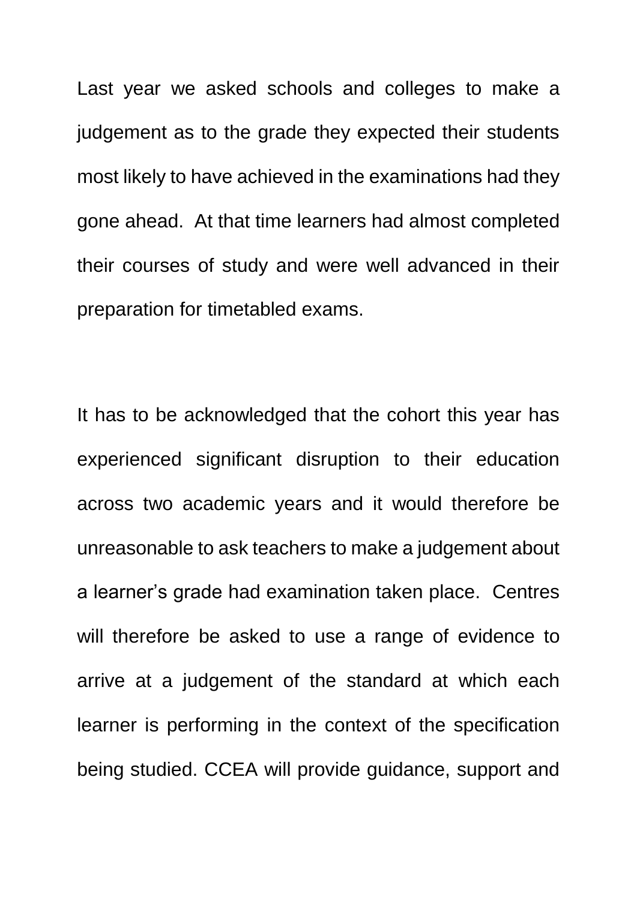Last year we asked schools and colleges to make a judgement as to the grade they expected their students most likely to have achieved in the examinations had they gone ahead. At that time learners had almost completed their courses of study and were well advanced in their preparation for timetabled exams.

It has to be acknowledged that the cohort this year has experienced significant disruption to their education across two academic years and it would therefore be unreasonable to ask teachers to make a judgement about a learner's grade had examination taken place. Centres will therefore be asked to use a range of evidence to arrive at a judgement of the standard at which each learner is performing in the context of the specification being studied. CCEA will provide guidance, support and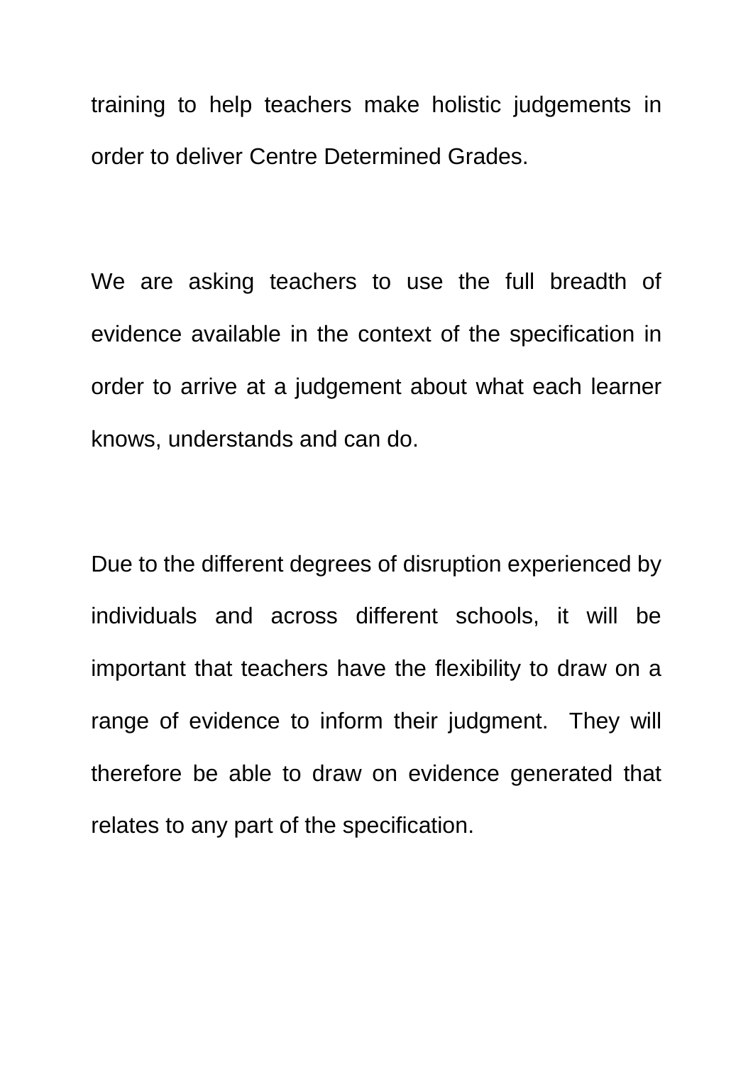training to help teachers make holistic judgements in order to deliver Centre Determined Grades.

We are asking teachers to use the full breadth of evidence available in the context of the specification in order to arrive at a judgement about what each learner knows, understands and can do.

Due to the different degrees of disruption experienced by individuals and across different schools, it will be important that teachers have the flexibility to draw on a range of evidence to inform their judgment. They will therefore be able to draw on evidence generated that relates to any part of the specification.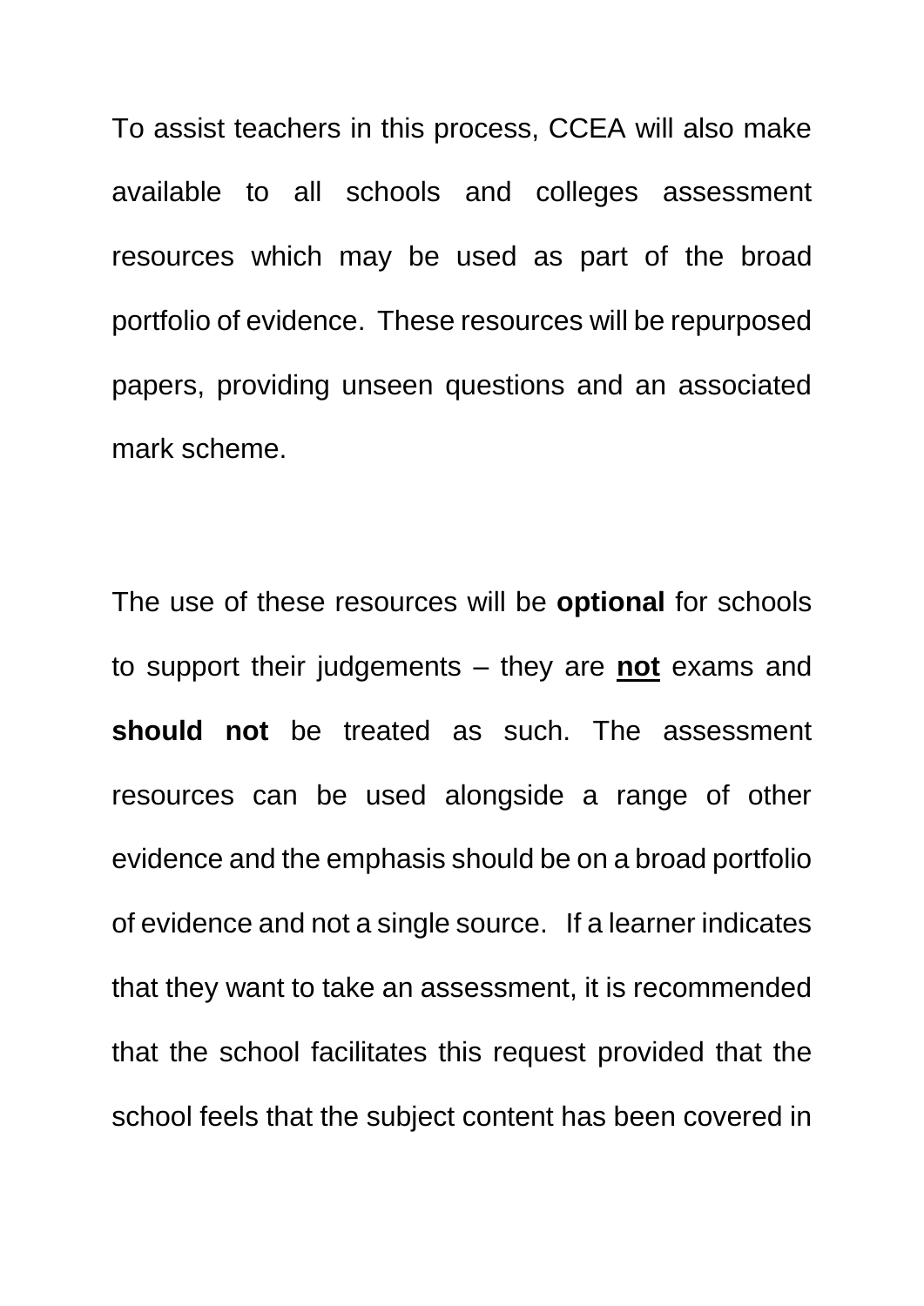To assist teachers in this process, CCEA will also make available to all schools and colleges assessment resources which may be used as part of the broad portfolio of evidence. These resources will be repurposed papers, providing unseen questions and an associated mark scheme.

The use of these resources will be **optional** for schools to support their judgements – they are **<u>not</u>** exams and **should not** be treated as such. The assessment resources can be used alongside a range of other evidence and the emphasis should be on a broad portfolio of evidence and not a single source. If a learner indicates that they want to take an assessment, it is recommended that the school facilitates this request provided that the school feels that the subject content has been covered in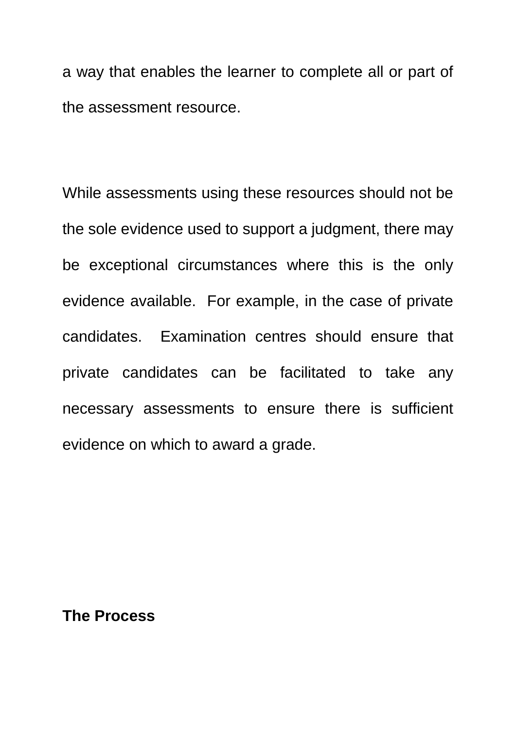a way that enables the learner to complete all or part of the assessment resource.

While assessments using these resources should not be the sole evidence used to support a judgment, there may be exceptional circumstances where this is the only evidence available.  For example, in the case of private candidates.  Examination centres should ensure that private candidates can be facilitated to take any necessary assessments to ensure there is sufficient evidence on which to award a grade.

**The Process**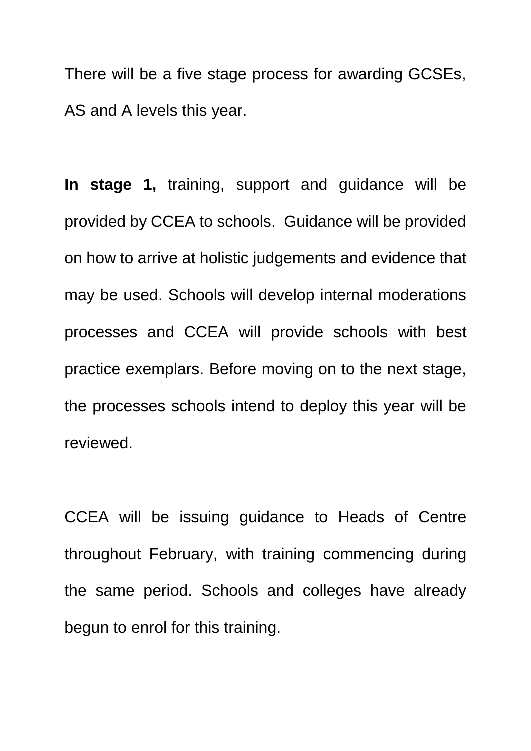There will be a five stage process for awarding GCSEs, AS and A levels this year.

**In stage 1,** training, support and guidance will be provided by CCEA to schools. Guidance will be provided on how to arrive at holistic judgements and evidence that may be used. Schools will develop internal moderations processes and CCEA will provide schools with best practice exemplars. Before moving on to the next stage, the processes schools intend to deploy this year will be reviewed.

CCEA will be issuing guidance to Heads of Centre throughout February, with training commencing during the same period. Schools and colleges have already begun to enrol for this training.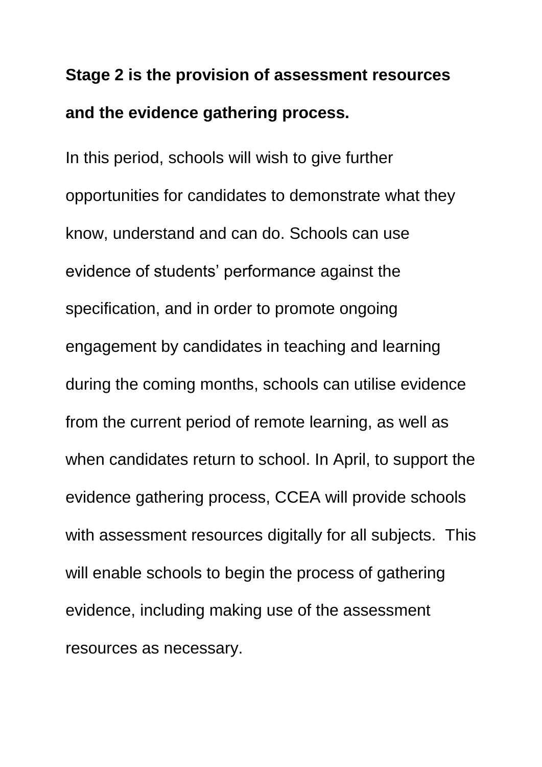**Stage 2 is the provision of assessment resources and the evidence gathering process.**

In this period, schools will wish to give further opportunities for candidates to demonstrate what they know, understand and can do. Schools can use evidence of students' performance against the specification, and in order to promote ongoing engagement by candidates in teaching and learning during the coming months, schools can utilise evidence from the current period of remote learning, as well as when candidates return to school. In April, to support the evidence gathering process, CCEA will provide schools with assessment resources digitally for all subjects. This will enable schools to begin the process of gathering evidence, including making use of the assessment resources as necessary.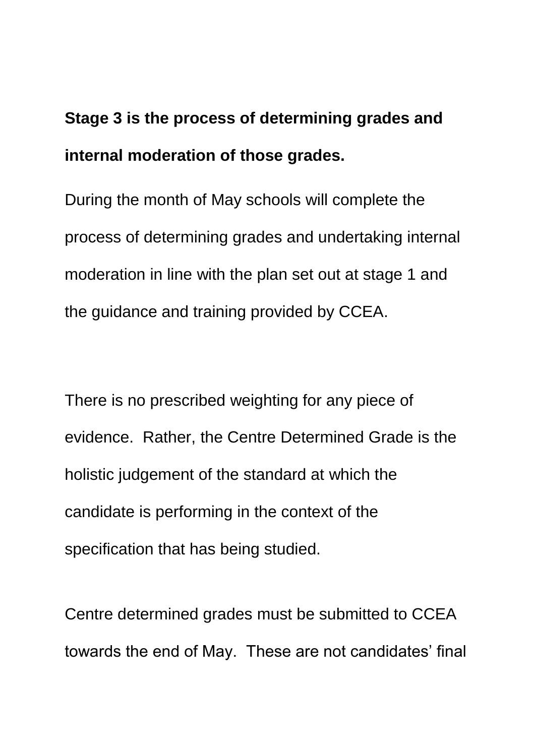**Stage 3 is the process of determining grades and internal moderation of those grades.**

During the month of May schools will complete the process of determining grades and undertaking internal moderation in line with the plan set out at stage 1 and the guidance and training provided by CCEA.

There is no prescribed weighting for any piece of evidence. Rather, the Centre Determined Grade is the holistic judgement of the standard at which the candidate is performing in the context of the specification that has being studied.

Centre determined grades must be submitted to CCEA towards the end of May. These are not candidates' final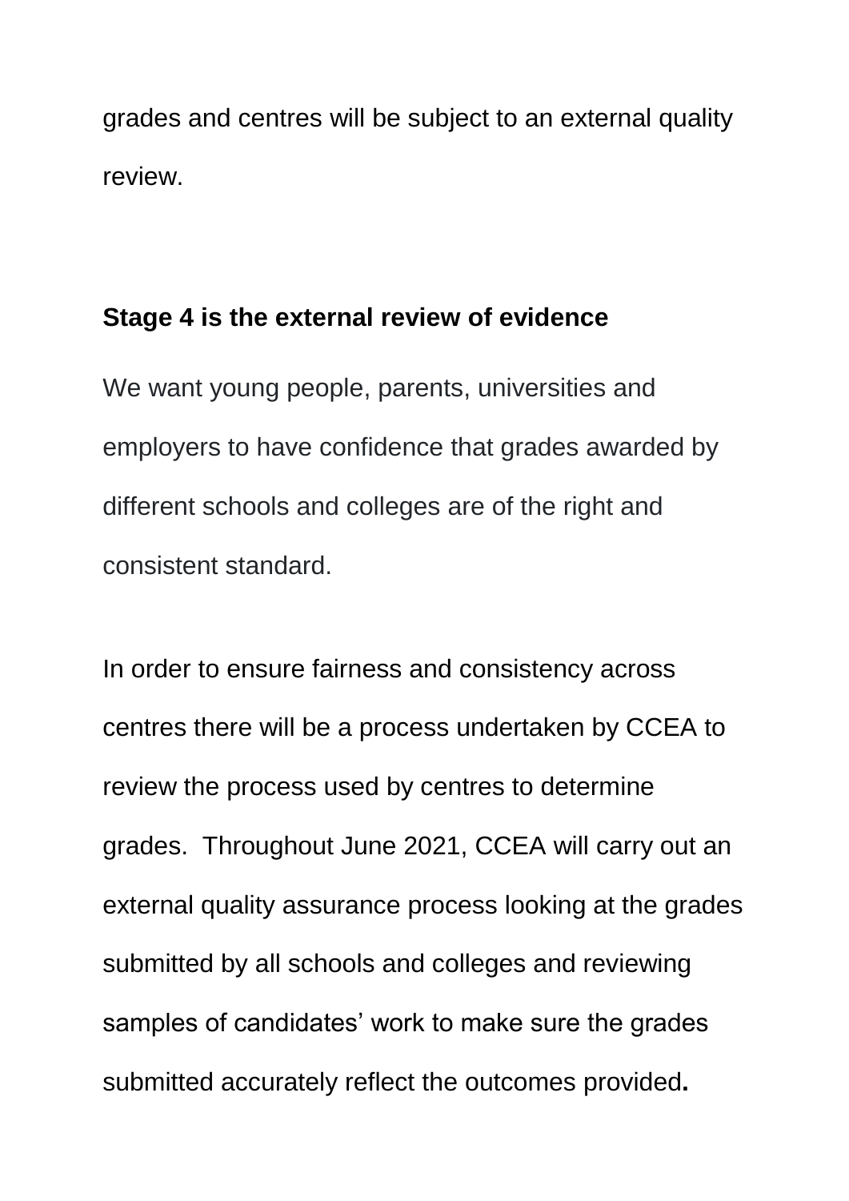grades and centres will be subject to an external quality review.

**Stage 4 is the external review of evidence**

We want young people, parents, universities and employers to have confidence that grades awarded by different schools and colleges are of the right and consistent standard.

In order to ensure fairness and consistency across centres there will be a process undertaken by CCEA to review the process used by centres to determine grades. Throughout June 2021, CCEA will carry out an external quality assurance process looking at the grades submitted by all schools and colleges and reviewing samples of candidates' work to make sure the grades submitted accurately reflect the outcomes provided.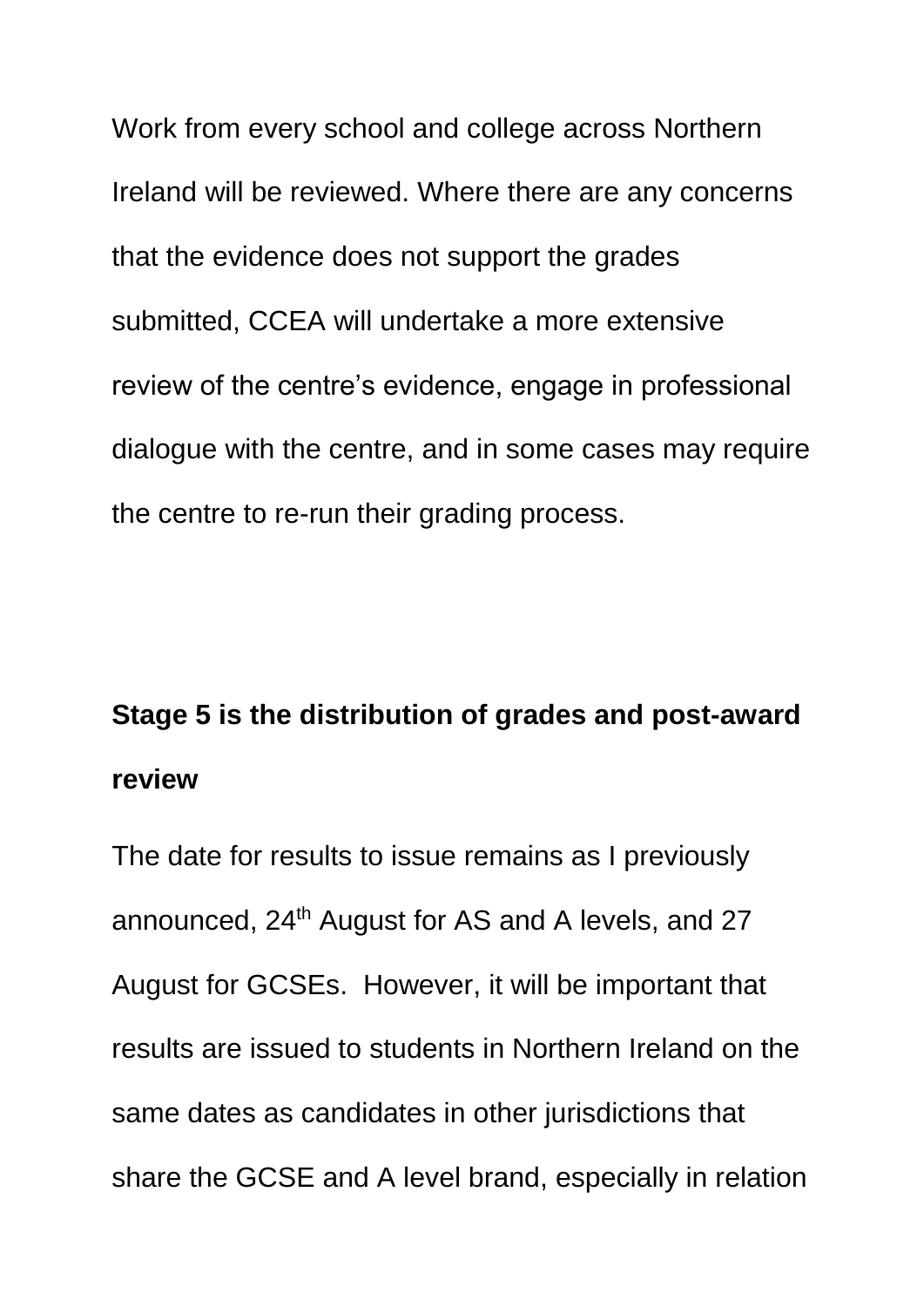Work from every school and college across Northern Ireland will be reviewed. Where there are any concerns that the evidence does not support the grades submitted, CCEA will undertake a more extensive review of the centre's evidence, engage in professional dialogue with the centre, and in some cases may require the centre to re-run their grading process.

**Stage 5 is the distribution of grades and post-award review**

The date for results to issue remains as I previously announced, 24th August for AS and A levels, and 27 August for GCSEs. However, it will be important that results are issued to students in Northern Ireland on the same dates as candidates in other jurisdictions that share the GCSE and A level brand, especially in relation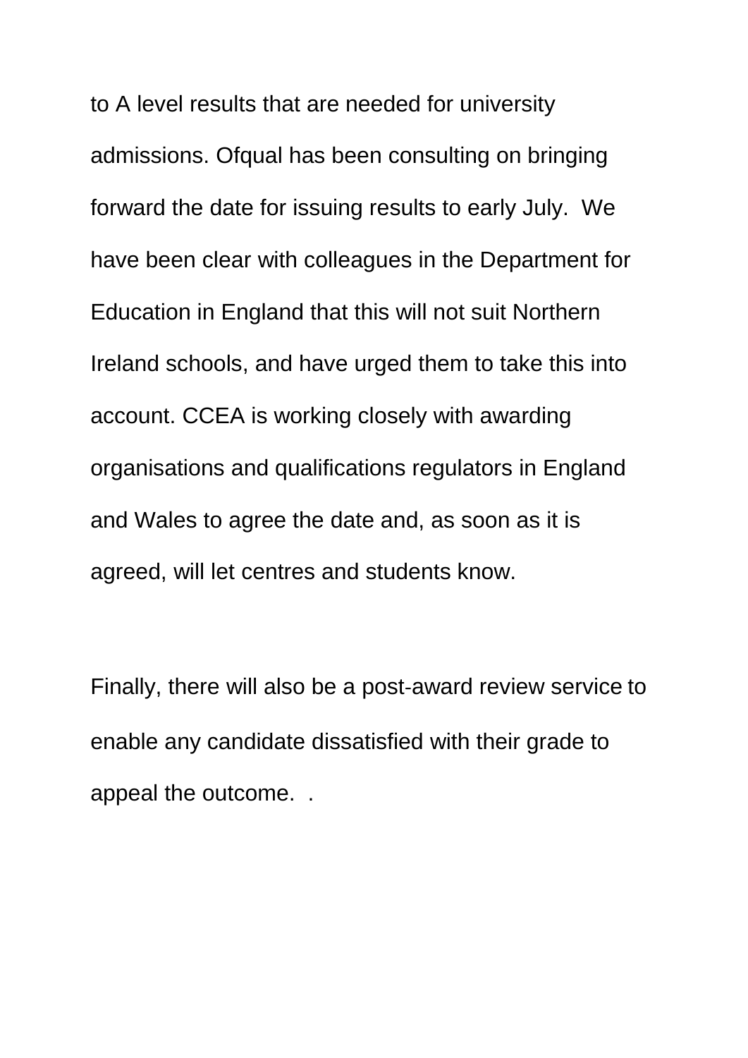to A level results that are needed for university admissions. Ofqual has been consulting on bringing forward the date for issuing results to early July.  We have been clear with colleagues in the Department for Education in England that this will not suit Northern Ireland schools, and have urged them to take this into account. CCEA is working closely with awarding organisations and qualifications regulators in England and Wales to agree the date and, as soon as it is agreed, will let centres and students know.

Finally, there will also be a post-award review service to enable any candidate dissatisfied with their grade to appeal the outcome.  .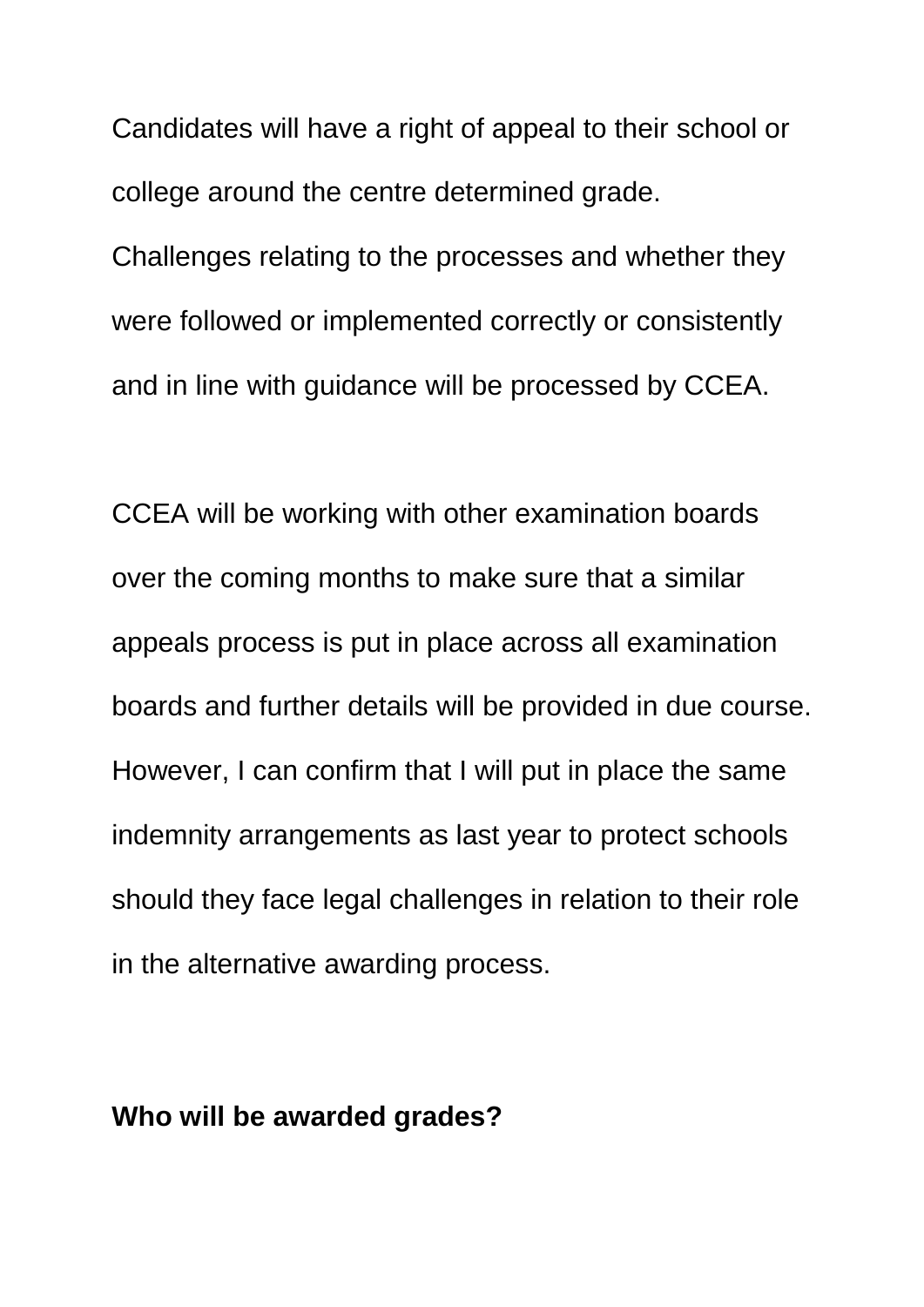Candidates will have a right of appeal to their school or college around the centre determined grade. Challenges relating to the processes and whether they were followed or implemented correctly or consistently and in line with guidance will be processed by CCEA.

CCEA will be working with other examination boards over the coming months to make sure that a similar appeals process is put in place across all examination boards and further details will be provided in due course. However, I can confirm that I will put in place the same indemnity arrangements as last year to protect schools should they face legal challenges in relation to their role in the alternative awarding process.

**Who will be awarded grades?**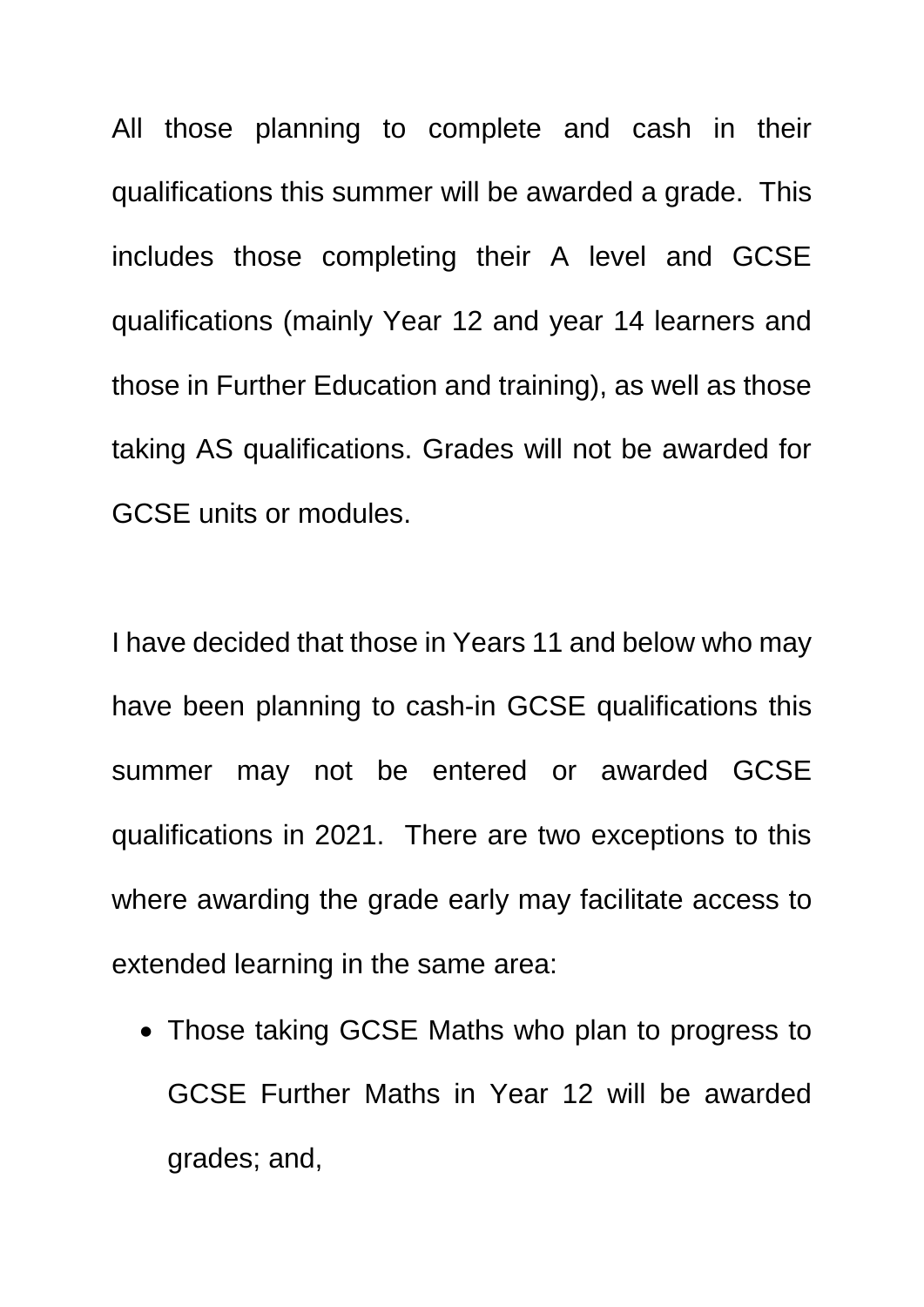All those planning to complete and cash in their qualifications this summer will be awarded a grade. This includes those completing their A level and GCSE qualifications (mainly Year 12 and year 14 learners and those in Further Education and training), as well as those taking AS qualifications. Grades will not be awarded for GCSE units or modules.

I have decided that those in Years 11 and below who may have been planning to cash-in GCSE qualifications this summer may not be entered or awarded GCSE qualifications in 2021. There are two exceptions to this where awarding the grade early may facilitate access to extended learning in the same area:

- Those taking GCSE Maths who plan to progress to GCSE Further Maths in Year 12 will be awarded grades; and,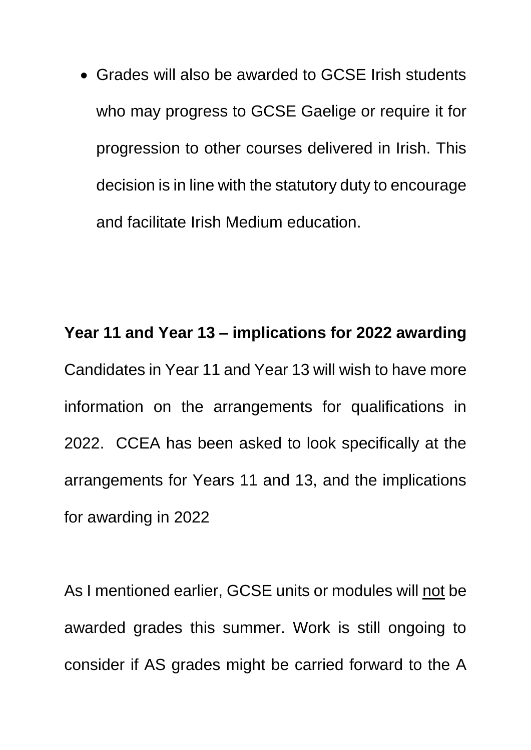- Grades will also be awarded to GCSE Irish students who may progress to GCSE Gaelige or require it for progression to other courses delivered in Irish. This decision is in line with the statutory duty to encourage and facilitate Irish Medium education.

**Year 11 and Year 13 – implications for 2022 awarding**

Candidates in Year 11 and Year 13 will wish to have more information on the arrangements for qualifications in 2022. CCEA has been asked to look specifically at the arrangements for Years 11 and 13, and the implications for awarding in 2022

As I mentioned earlier, GCSE units or modules will <u>not</u> be awarded grades this summer. Work is still ongoing to consider if AS grades might be carried forward to the A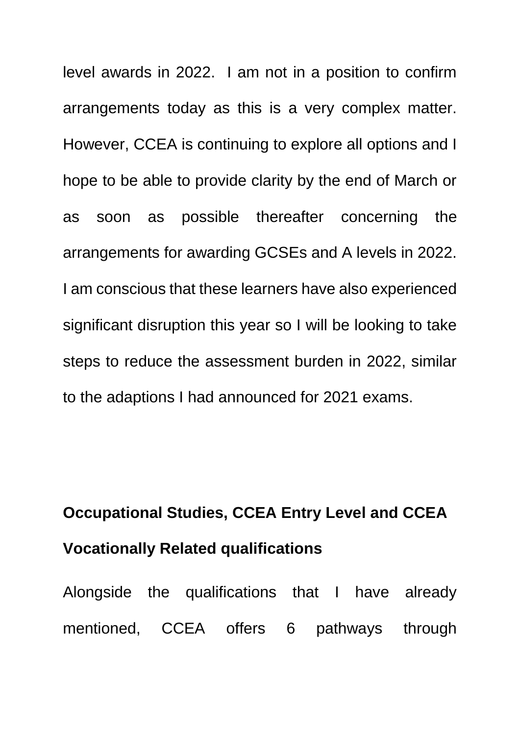level awards in 2022. I am not in a position to confirm arrangements today as this is a very complex matter. However, CCEA is continuing to explore all options and I hope to be able to provide clarity by the end of March or as soon as possible thereafter concerning the arrangements for awarding GCSEs and A levels in 2022. I am conscious that these learners have also experienced significant disruption this year so I will be looking to take steps to reduce the assessment burden in 2022, similar to the adaptions I had announced for 2021 exams.

**Occupational Studies, CCEA Entry Level and CCEA Vocationally Related qualifications**

Alongside the qualifications that I have already mentioned, CCEA offers 6 pathways through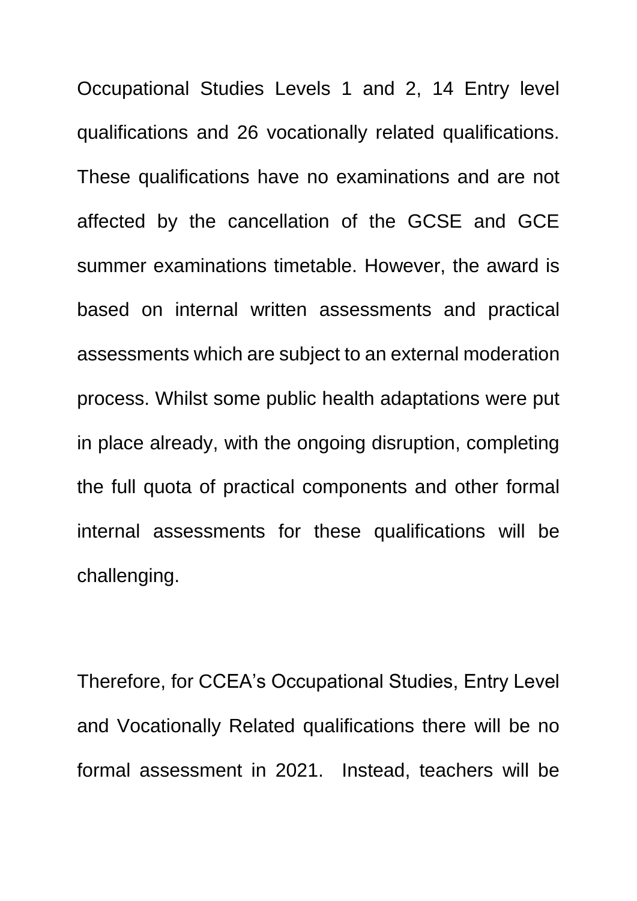Occupational Studies Levels 1 and 2, 14 Entry level qualifications and 26 vocationally related qualifications. These qualifications have no examinations and are not affected by the cancellation of the GCSE and GCE summer examinations timetable. However, the award is based on internal written assessments and practical assessments which are subject to an external moderation process. Whilst some public health adaptations were put in place already, with the ongoing disruption, completing the full quota of practical components and other formal internal assessments for these qualifications will be challenging.

Therefore, for CCEA's Occupational Studies, Entry Level and Vocationally Related qualifications there will be no formal assessment in 2021. Instead, teachers will be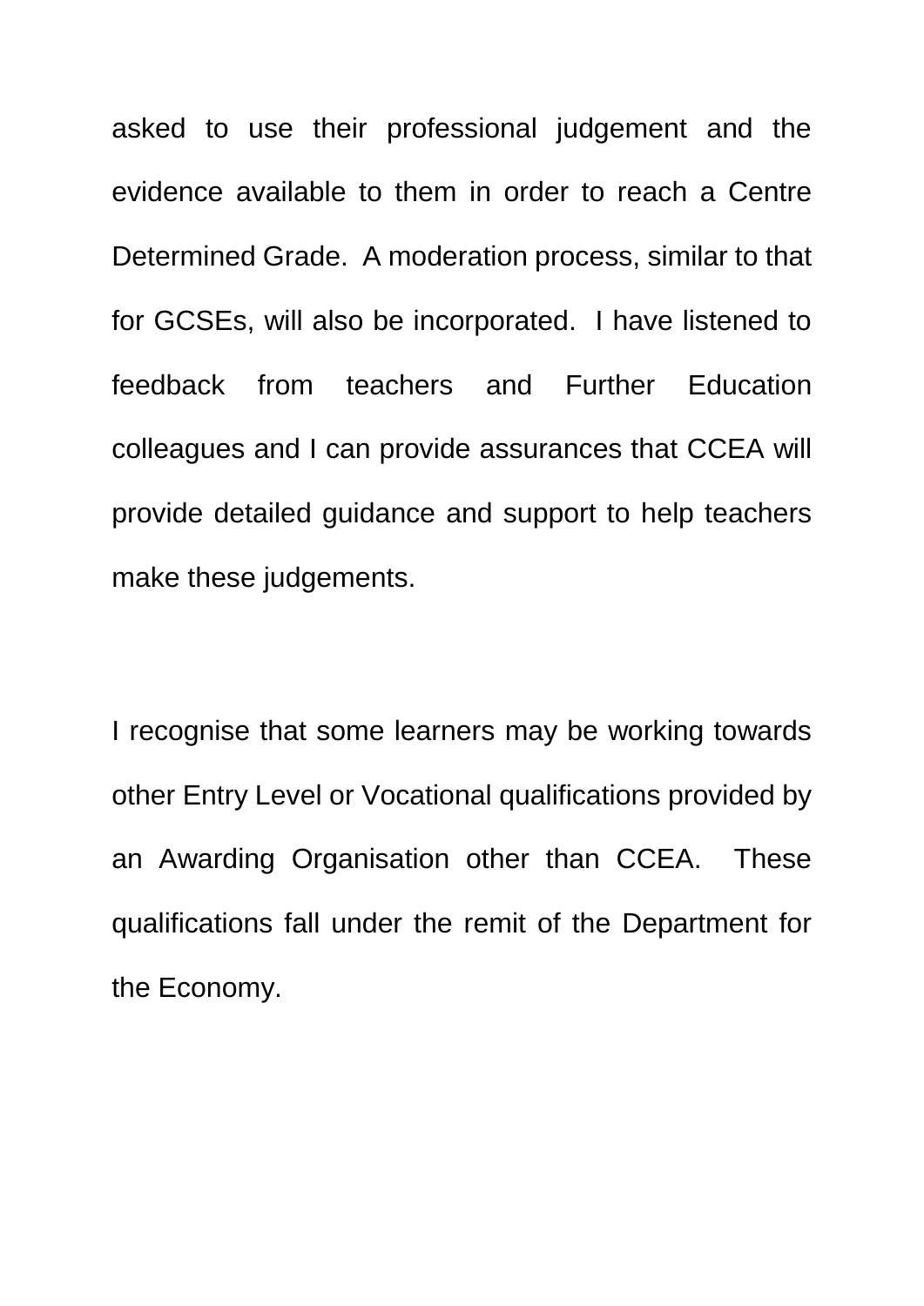asked to use their professional judgement and the evidence available to them in order to reach a Centre Determined Grade. A moderation process, similar to that for GCSEs, will also be incorporated. I have listened to feedback from teachers and Further Education colleagues and I can provide assurances that CCEA will provide detailed guidance and support to help teachers make these judgements.

I recognise that some learners may be working towards other Entry Level or Vocational qualifications provided by an Awarding Organisation other than CCEA. These qualifications fall under the remit of the Department for the Economy.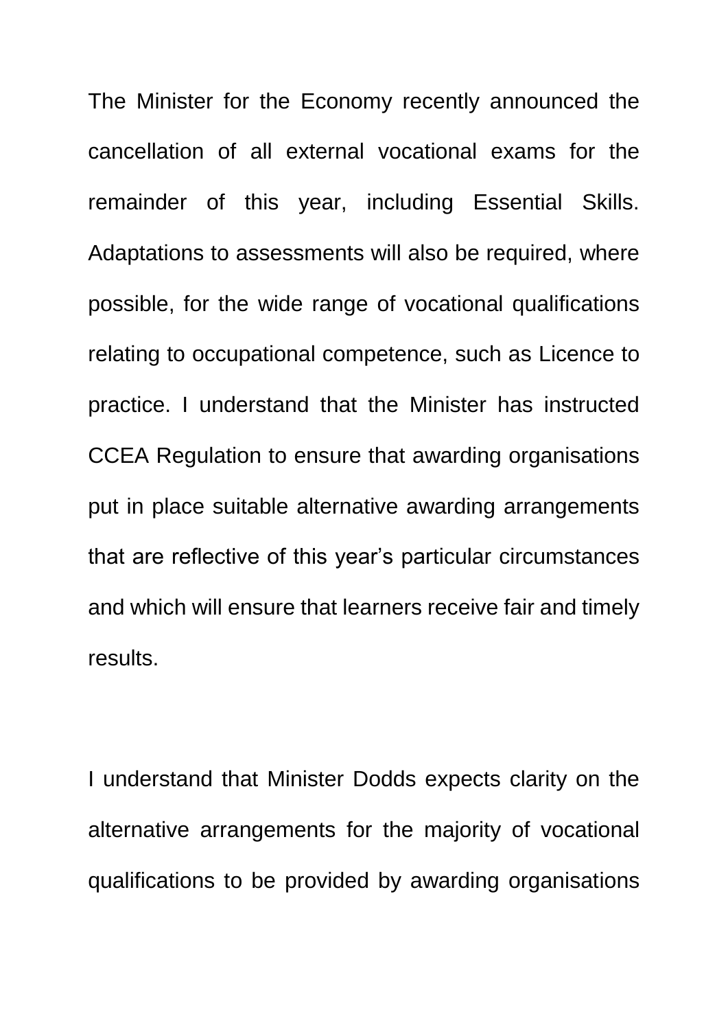The Minister for the Economy recently announced the cancellation of all external vocational exams for the remainder of this year, including Essential Skills. Adaptations to assessments will also be required, where possible, for the wide range of vocational qualifications relating to occupational competence, such as Licence to practice. I understand that the Minister has instructed CCEA Regulation to ensure that awarding organisations put in place suitable alternative awarding arrangements that are reflective of this year's particular circumstances and which will ensure that learners receive fair and timely results.

I understand that Minister Dodds expects clarity on the alternative arrangements for the majority of vocational qualifications to be provided by awarding organisations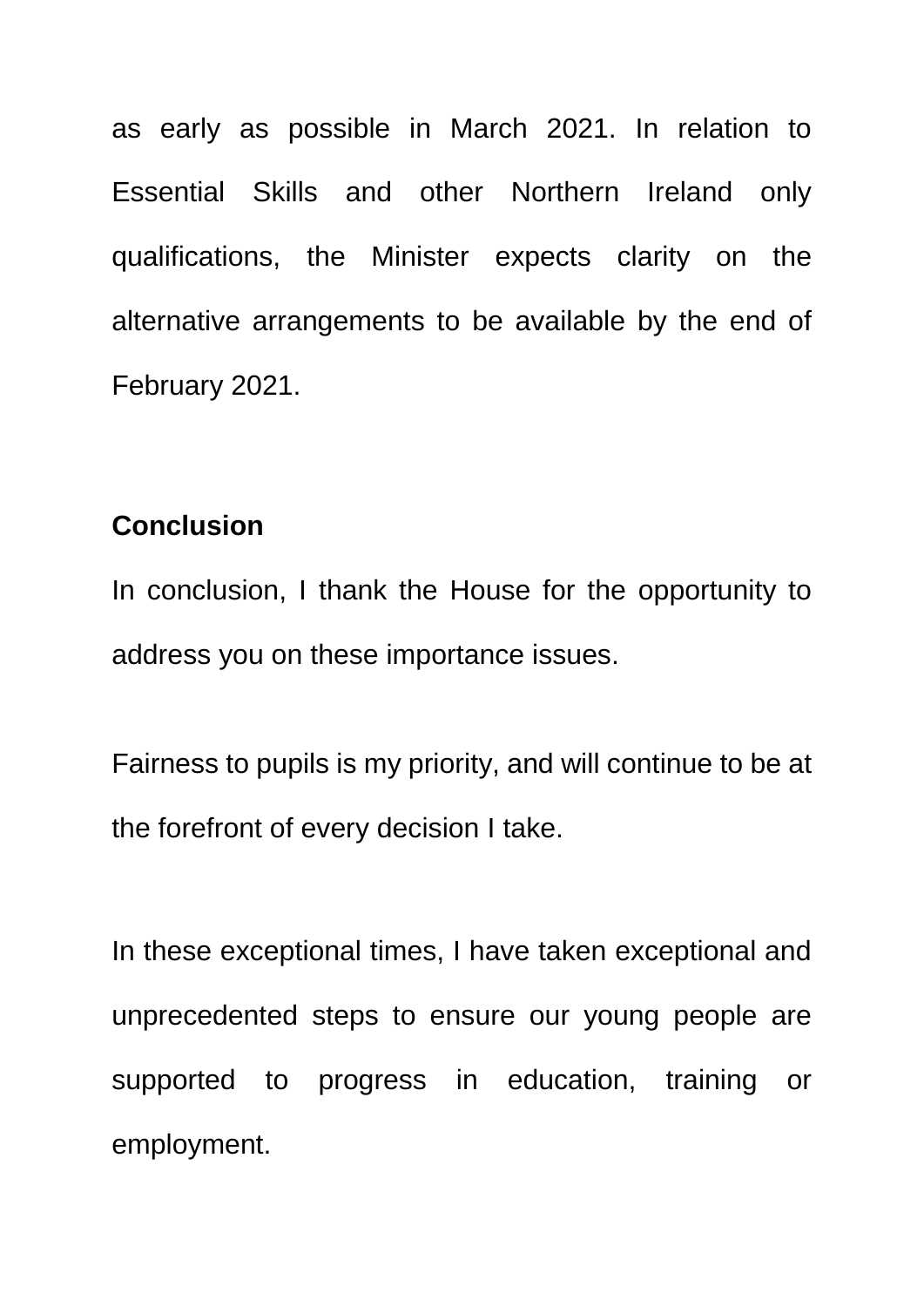as early as possible in March 2021. In relation to Essential Skills and other Northern Ireland only qualifications, the Minister expects clarity on the alternative arrangements to be available by the end of February 2021.

**Conclusion**

In conclusion, I thank the House for the opportunity to address you on these importance issues.

Fairness to pupils is my priority, and will continue to be at the forefront of every decision I take.

In these exceptional times, I have taken exceptional and unprecedented steps to ensure our young people are supported to progress in education, training or employment.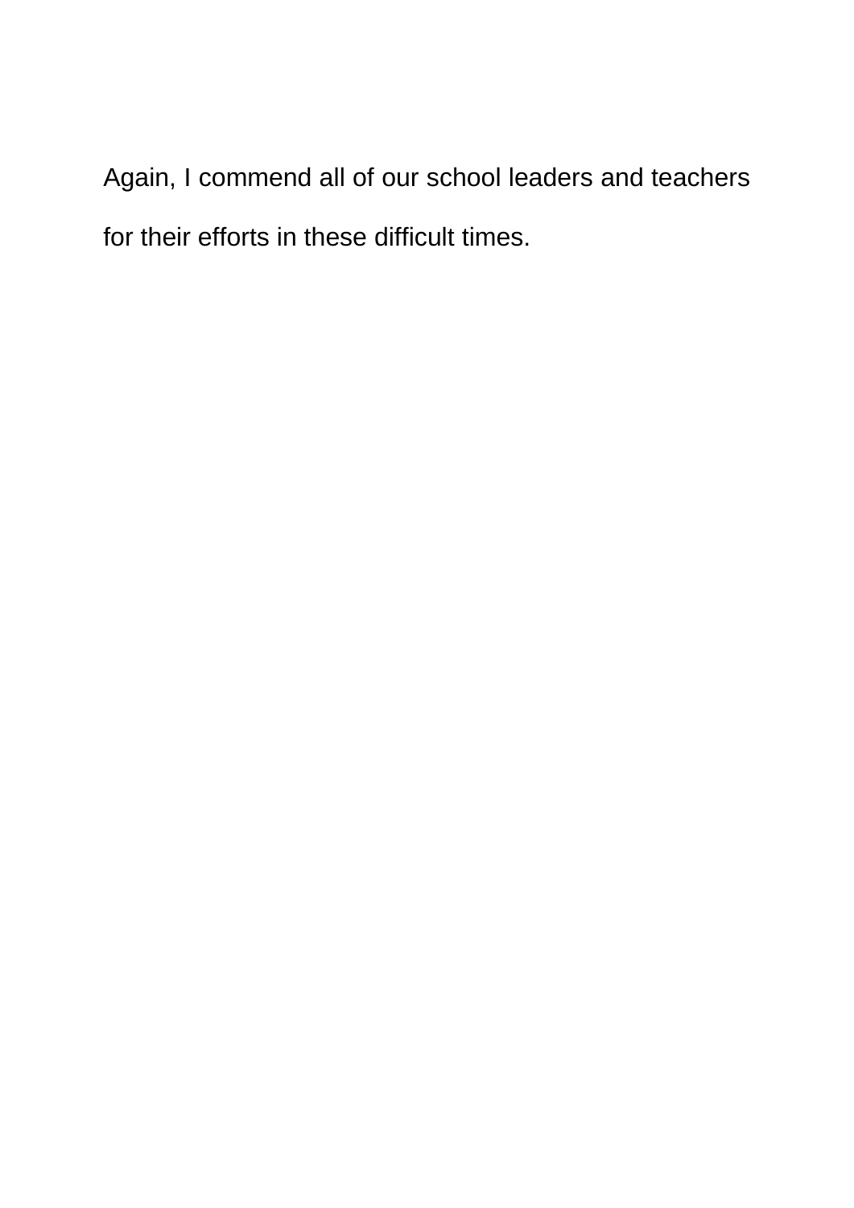Again, I commend all of our school leaders and teachers for their efforts in these difficult times.